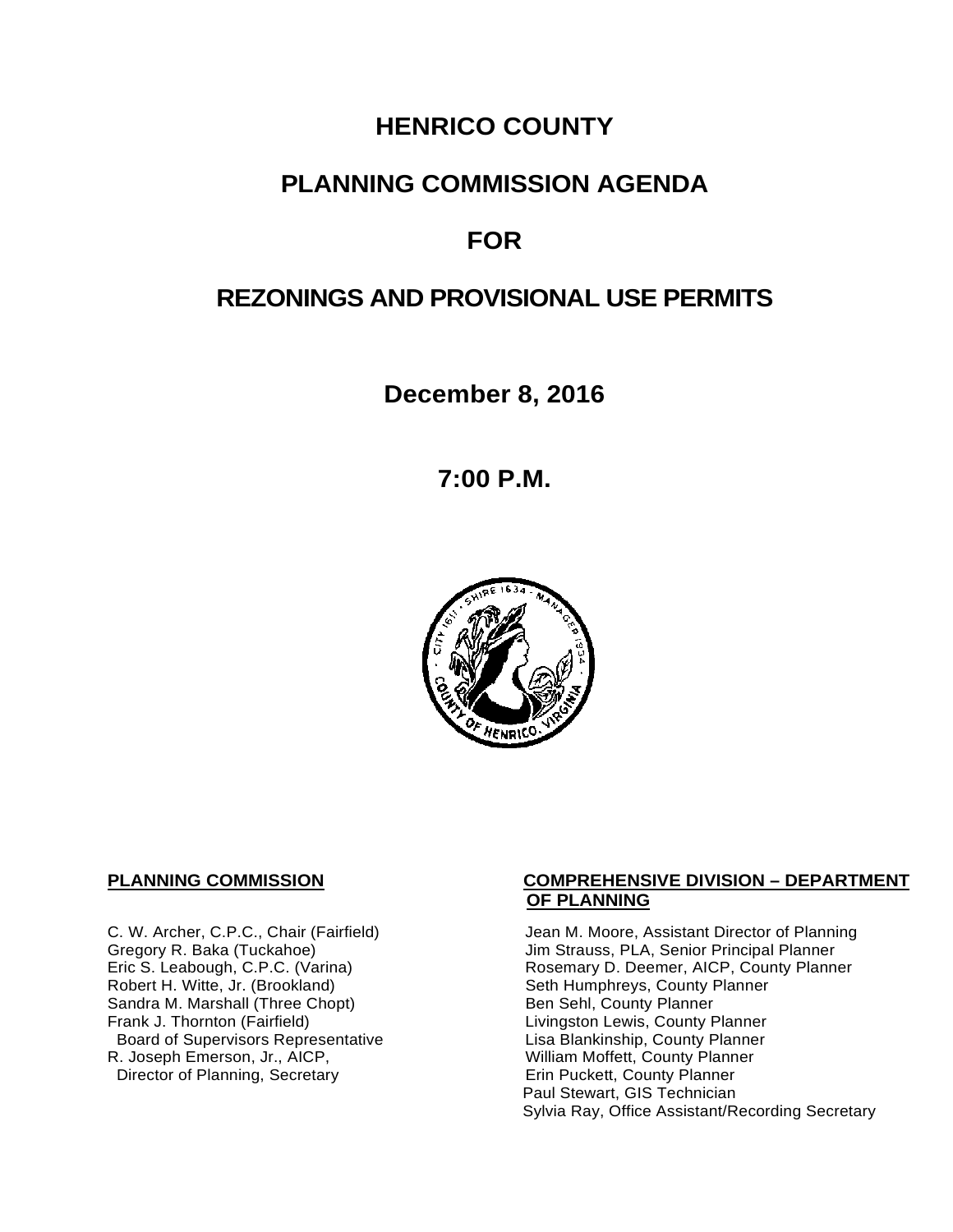# HENRICO COUNTY

## PLANNING COMMISSION AGENDA

## FOR

## REZONINGS AND PROVISIONAL USE PERMITS

**December 8, 2016**

**7:00 P.M.**

**PLANNING COMMISSION**

C. W. Archer, C.P.C., Chair (Fairfield)
Gregory R. Baka (Tuckahoe)
Eric S. Leabough, C.P.C. (Varina)
Robert H. Witte, Jr. (Brookland)
Sandra M. Marshall (Three Chopt)
Frank J. Thornton (Fairfield)
Board of Supervisors Representative
R. Joseph Emerson, Jr., AICP,
Director of Planning, Secretary

**COMPREHENSIVE DIVISION – DEPARTMENT OF PLANNING**

Jean M. Moore, Assistant Director of Planning
Jim Strauss, PLA, Senior Principal Planner
Rosemary D. Deemer, AICP, County Planner
Seth Humphreys, County Planner
Ben Sehl, County Planner
Livingston Lewis, County Planner
Lisa Blankinship, County Planner
William Moffett, County Planner
Erin Puckett, County Planner
Paul Stewart, GIS Technician
Sylvia Ray, Office Assistant/Recording Secretary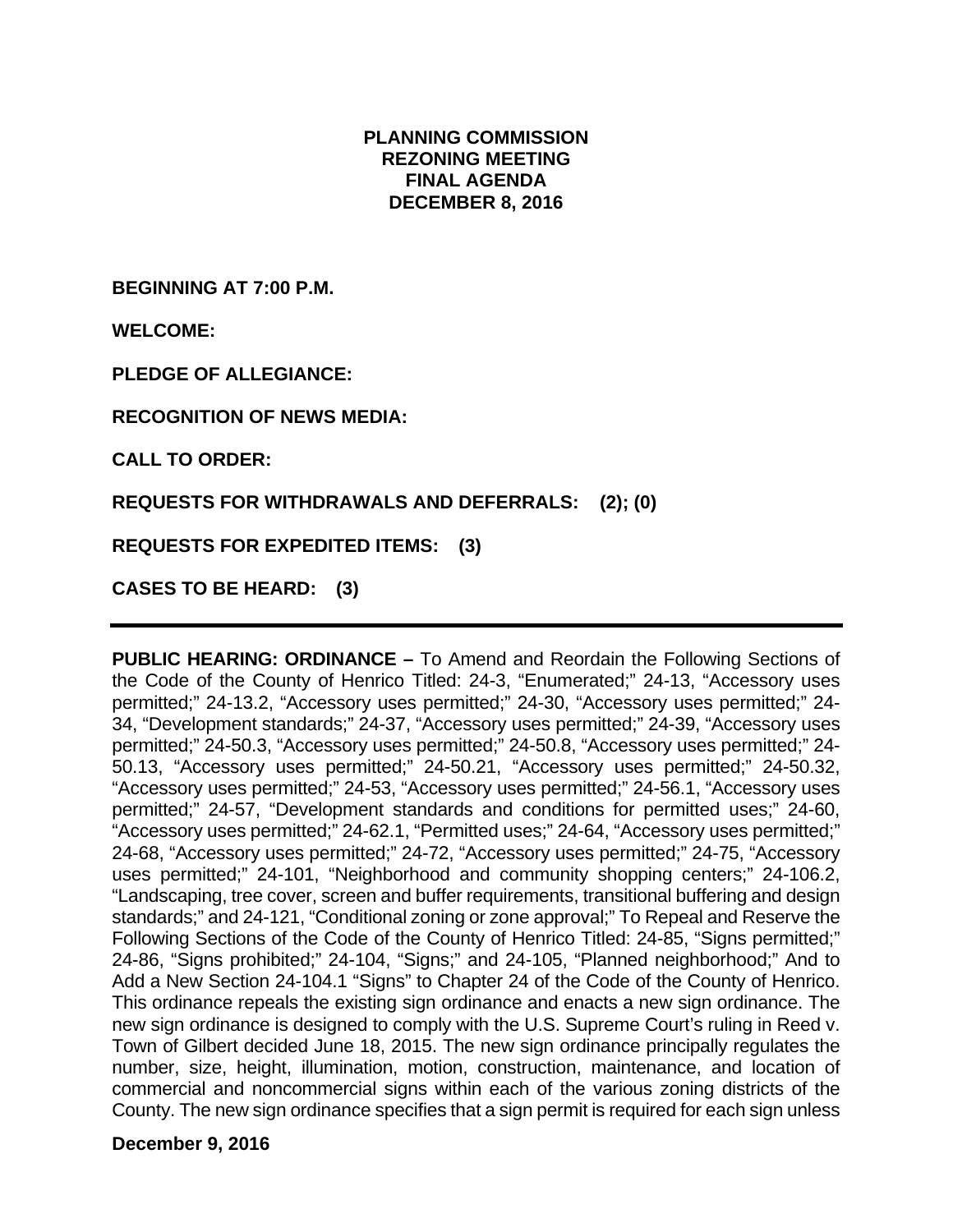**PLANNING COMMISSION**
**REZONING MEETING**
**FINAL AGENDA**
**DECEMBER 8, 2016**

**BEGINNING AT 7:00 P.M.**

**WELCOME:**

**PLEDGE OF ALLEGIANCE:**

**RECOGNITION OF NEWS MEDIA:**

**CALL TO ORDER:**

**REQUESTS FOR WITHDRAWALS AND DEFERRALS: (2); (0)**

**REQUESTS FOR EXPEDITED ITEMS: (3)**

**CASES TO BE HEARD: (3)**

---

**PUBLIC HEARING: ORDINANCE –** To Amend and Reordain the Following Sections of the Code of the County of Henrico Titled: 24-3, "Enumerated;" 24-13, "Accessory uses permitted;" 24-13.2, "Accessory uses permitted;" 24-30, "Accessory uses permitted;" 24-34, "Development standards;" 24-37, "Accessory uses permitted;" 24-39, "Accessory uses permitted;" 24-50.3, "Accessory uses permitted;" 24-50.8, "Accessory uses permitted;" 24-50.13, "Accessory uses permitted;" 24-50.21, "Accessory uses permitted;" 24-50.32, "Accessory uses permitted;" 24-53, "Accessory uses permitted;" 24-56.1, "Accessory uses permitted;" 24-57, "Development standards and conditions for permitted uses;" 24-60, "Accessory uses permitted;" 24-62.1, "Permitted uses;" 24-64, "Accessory uses permitted;" 24-68, "Accessory uses permitted;" 24-72, "Accessory uses permitted;" 24-75, "Accessory uses permitted;" 24-101, "Neighborhood and community shopping centers;" 24-106.2, "Landscaping, tree cover, screen and buffer requirements, transitional buffering and design standards;" and 24-121, "Conditional zoning or zone approval;" To Repeal and Reserve the Following Sections of the Code of the County of Henrico Titled: 24-85, "Signs permitted;" 24-86, "Signs prohibited;" 24-104, "Signs;" and 24-105, "Planned neighborhood;" And to Add a New Section 24-104.1 "Signs" to Chapter 24 of the Code of the County of Henrico. This ordinance repeals the existing sign ordinance and enacts a new sign ordinance. The new sign ordinance is designed to comply with the U.S. Supreme Court's ruling in Reed v. Town of Gilbert decided June 18, 2015. The new sign ordinance principally regulates the number, size, height, illumination, motion, construction, maintenance, and location of commercial and noncommercial signs within each of the various zoning districts of the County. The new sign ordinance specifies that a sign permit is required for each sign unless

**December 9, 2016**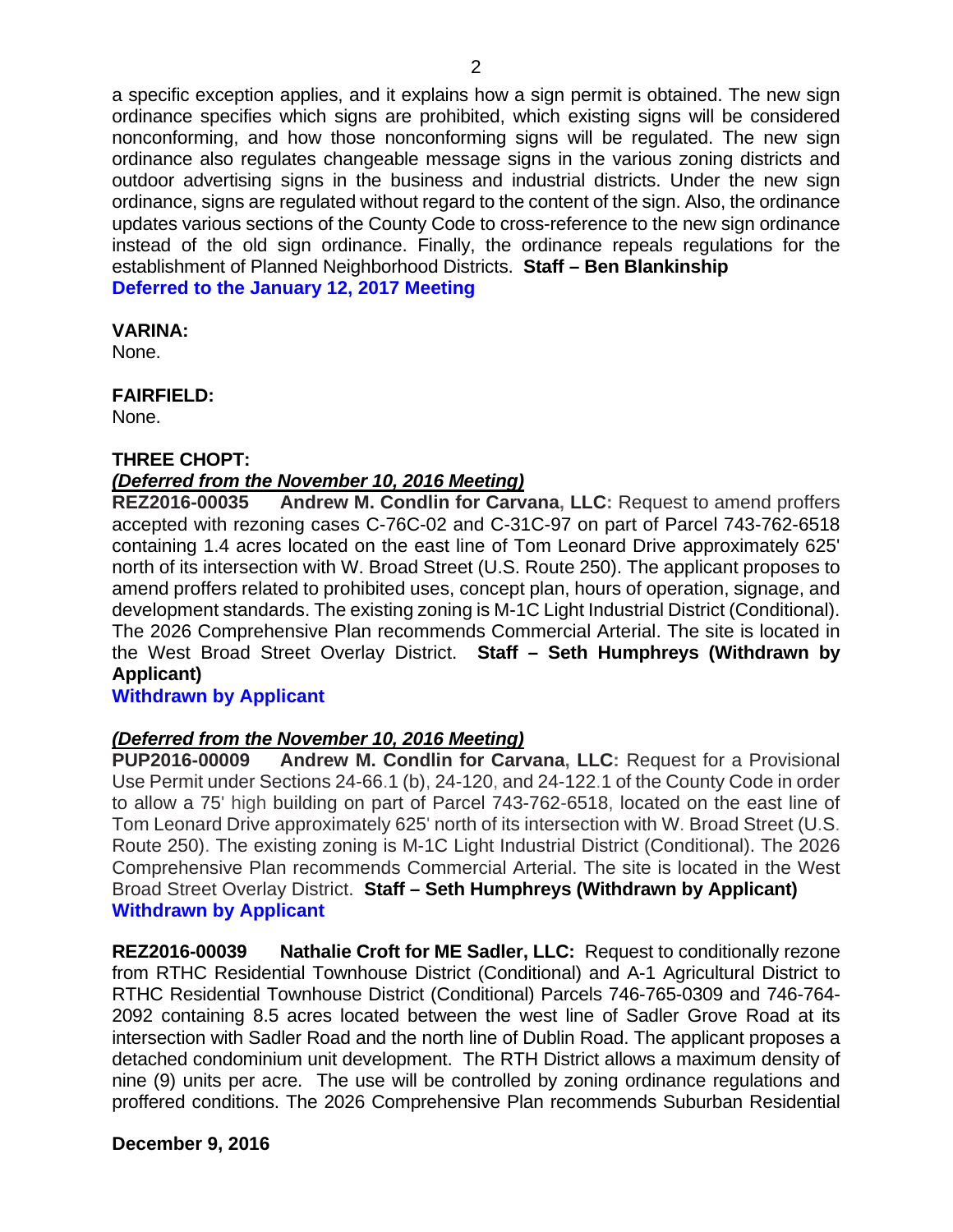a specific exception applies, and it explains how a sign permit is obtained. The new sign ordinance specifies which signs are prohibited, which existing signs will be considered nonconforming, and how those nonconforming signs will be regulated. The new sign ordinance also regulates changeable message signs in the various zoning districts and outdoor advertising signs in the business and industrial districts. Under the new sign ordinance, signs are regulated without regard to the content of the sign. Also, the ordinance updates various sections of the County Code to cross-reference to the new sign ordinance instead of the old sign ordinance. Finally, the ordinance repeals regulations for the establishment of Planned Neighborhood Districts. **Staff – Ben Blankinship**
**Deferred to the January 12, 2017 Meeting**

**VARINA:**
None.

**FAIRFIELD:**
None.

**THREE CHOPT:**
***(Deferred from the November 10, 2016 Meeting)***
**REZ2016-00035 Andrew M. Condlin for Carvana, LLC:** Request to amend proffers accepted with rezoning cases C-76C-02 and C-31C-97 on part of Parcel 743-762-6518 containing 1.4 acres located on the east line of Tom Leonard Drive approximately 625' north of its intersection with W. Broad Street (U.S. Route 250). The applicant proposes to amend proffers related to prohibited uses, concept plan, hours of operation, signage, and development standards. The existing zoning is M-1C Light Industrial District (Conditional). The 2026 Comprehensive Plan recommends Commercial Arterial. The site is located in the West Broad Street Overlay District. **Staff – Seth Humphreys (Withdrawn by Applicant)**
**Withdrawn by Applicant**

***(Deferred from the November 10, 2016 Meeting)***
**PUP2016-00009 Andrew M. Condlin for Carvana, LLC:** Request for a Provisional Use Permit under Sections 24-66.1 (b), 24-120, and 24-122.1 of the County Code in order to allow a 75' high building on part of Parcel 743-762-6518, located on the east line of Tom Leonard Drive approximately 625' north of its intersection with W. Broad Street (U.S. Route 250). The existing zoning is M-1C Light Industrial District (Conditional). The 2026 Comprehensive Plan recommends Commercial Arterial. The site is located in the West Broad Street Overlay District. **Staff – Seth Humphreys (Withdrawn by Applicant)**
**Withdrawn by Applicant**

**REZ2016-00039 Nathalie Croft for ME Sadler, LLC:** Request to conditionally rezone from RTHC Residential Townhouse District (Conditional) and A-1 Agricultural District to RTHC Residential Townhouse District (Conditional) Parcels 746-765-0309 and 746-764-2092 containing 8.5 acres located between the west line of Sadler Grove Road at its intersection with Sadler Road and the north line of Dublin Road. The applicant proposes a detached condominium unit development. The RTH District allows a maximum density of nine (9) units per acre. The use will be controlled by zoning ordinance regulations and proffered conditions. The 2026 Comprehensive Plan recommends Suburban Residential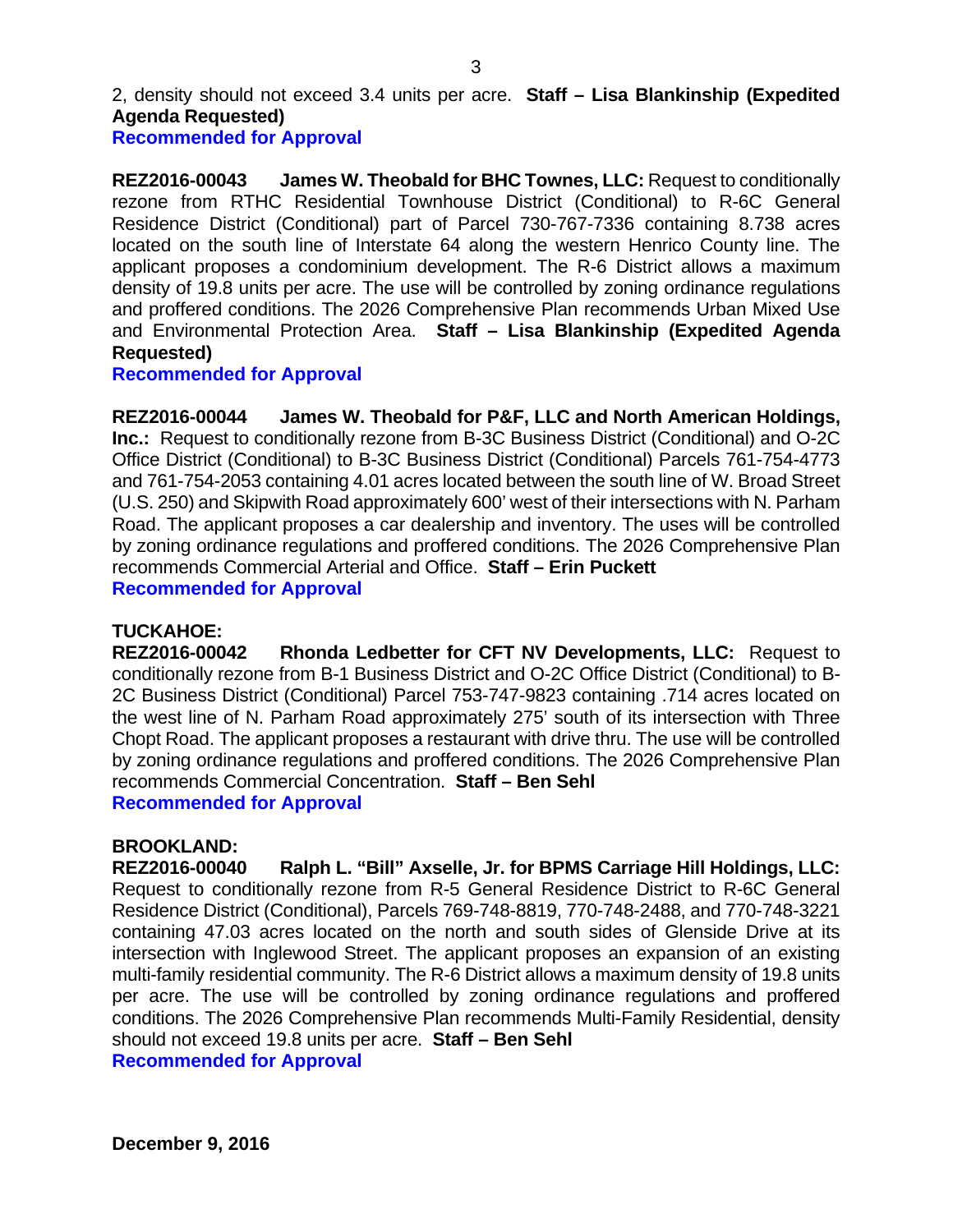2, density should not exceed 3.4 units per acre. **Staff – Lisa Blankinship (Expedited Agenda Requested)**
**Recommended for Approval**

**REZ2016-00043 James W. Theobald for BHC Townes, LLC:** Request to conditionally rezone from RTHC Residential Townhouse District (Conditional) to R-6C General Residence District (Conditional) part of Parcel 730-767-7336 containing 8.738 acres located on the south line of Interstate 64 along the western Henrico County line. The applicant proposes a condominium development. The R-6 District allows a maximum density of 19.8 units per acre. The use will be controlled by zoning ordinance regulations and proffered conditions. The 2026 Comprehensive Plan recommends Urban Mixed Use and Environmental Protection Area. **Staff – Lisa Blankinship (Expedited Agenda Requested)**
**Recommended for Approval**

**REZ2016-00044 James W. Theobald for P&F, LLC and North American Holdings, Inc.:** Request to conditionally rezone from B-3C Business District (Conditional) and O-2C Office District (Conditional) to B-3C Business District (Conditional) Parcels 761-754-4773 and 761-754-2053 containing 4.01 acres located between the south line of W. Broad Street (U.S. 250) and Skipwith Road approximately 600' west of their intersections with N. Parham Road. The applicant proposes a car dealership and inventory. The uses will be controlled by zoning ordinance regulations and proffered conditions. The 2026 Comprehensive Plan recommends Commercial Arterial and Office. **Staff – Erin Puckett**
**Recommended for Approval**

**TUCKAHOE:**
**REZ2016-00042 Rhonda Ledbetter for CFT NV Developments, LLC:** Request to conditionally rezone from B-1 Business District and O-2C Office District (Conditional) to B-2C Business District (Conditional) Parcel 753-747-9823 containing .714 acres located on the west line of N. Parham Road approximately 275' south of its intersection with Three Chopt Road. The applicant proposes a restaurant with drive thru. The use will be controlled by zoning ordinance regulations and proffered conditions. The 2026 Comprehensive Plan recommends Commercial Concentration. **Staff – Ben Sehl**
**Recommended for Approval**

**BROOKLAND:**
**REZ2016-00040 Ralph L. "Bill" Axselle, Jr. for BPMS Carriage Hill Holdings, LLC:** Request to conditionally rezone from R-5 General Residence District to R-6C General Residence District (Conditional), Parcels 769-748-8819, 770-748-2488, and 770-748-3221 containing 47.03 acres located on the north and south sides of Glenside Drive at its intersection with Inglewood Street. The applicant proposes an expansion of an existing multi-family residential community. The R-6 District allows a maximum density of 19.8 units per acre. The use will be controlled by zoning ordinance regulations and proffered conditions. The 2026 Comprehensive Plan recommends Multi-Family Residential, density should not exceed 19.8 units per acre. **Staff – Ben Sehl**
**Recommended for Approval**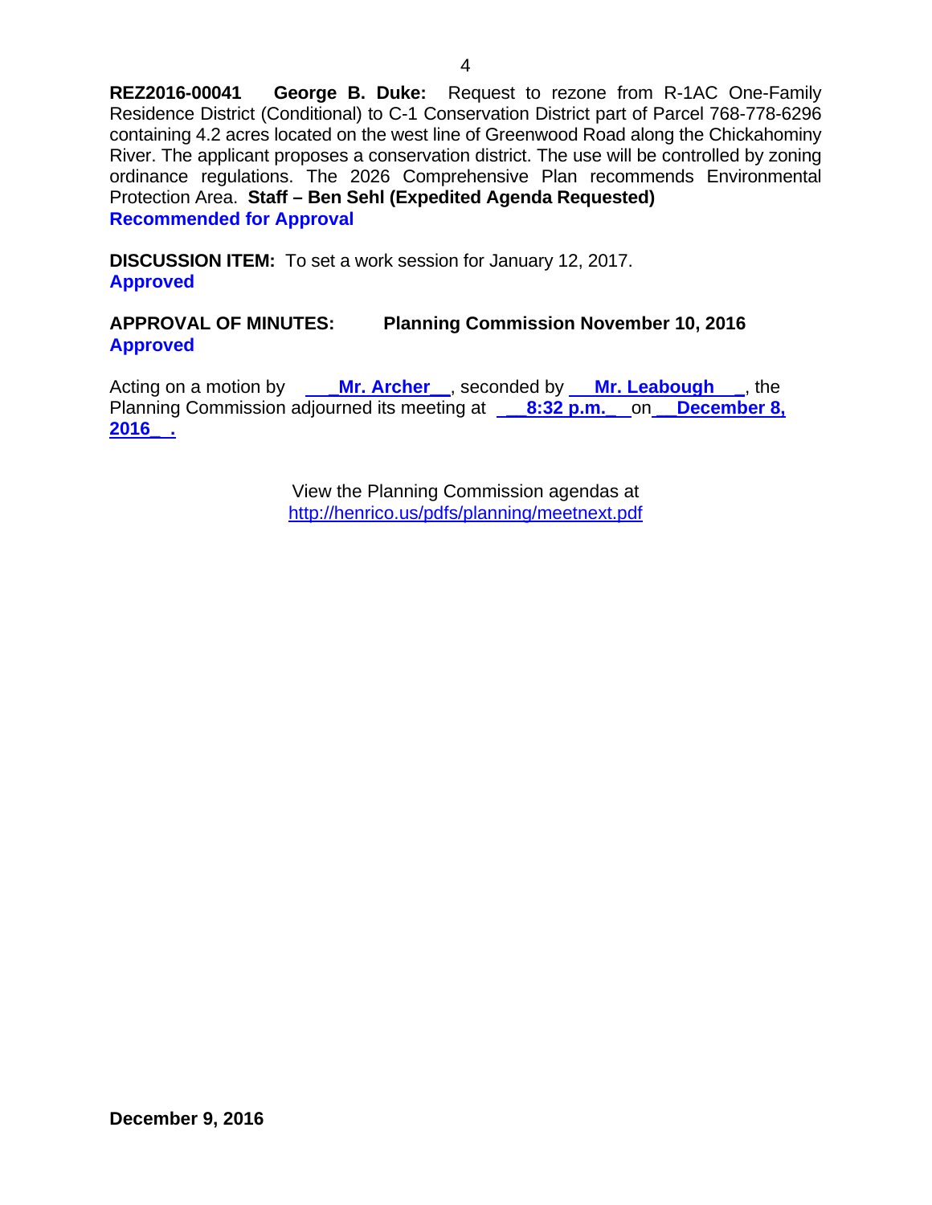**REZ2016-00041 George B. Duke:** Request to rezone from R-1AC One-Family Residence District (Conditional) to C-1 Conservation District part of Parcel 768-778-6296 containing 4.2 acres located on the west line of Greenwood Road along the Chickahominy River. The applicant proposes a conservation district. The use will be controlled by zoning ordinance regulations. The 2026 Comprehensive Plan recommends Environmental Protection Area. **Staff – Ben Sehl (Expedited Agenda Requested)**
**Recommended for Approval**

**DISCUSSION ITEM:** To set a work session for January 12, 2017.
**Approved**

**APPROVAL OF MINUTES: Planning Commission November 10, 2016**
**Approved**

Acting on a motion by **Mr. Archer**, seconded by **Mr. Leabough**, the Planning Commission adjourned its meeting at **8:32 p.m.** on **December 8, 2016.**

View the Planning Commission agendas at
http://henrico.us/pdfs/planning/meetnext.pdf

**December 9, 2016**